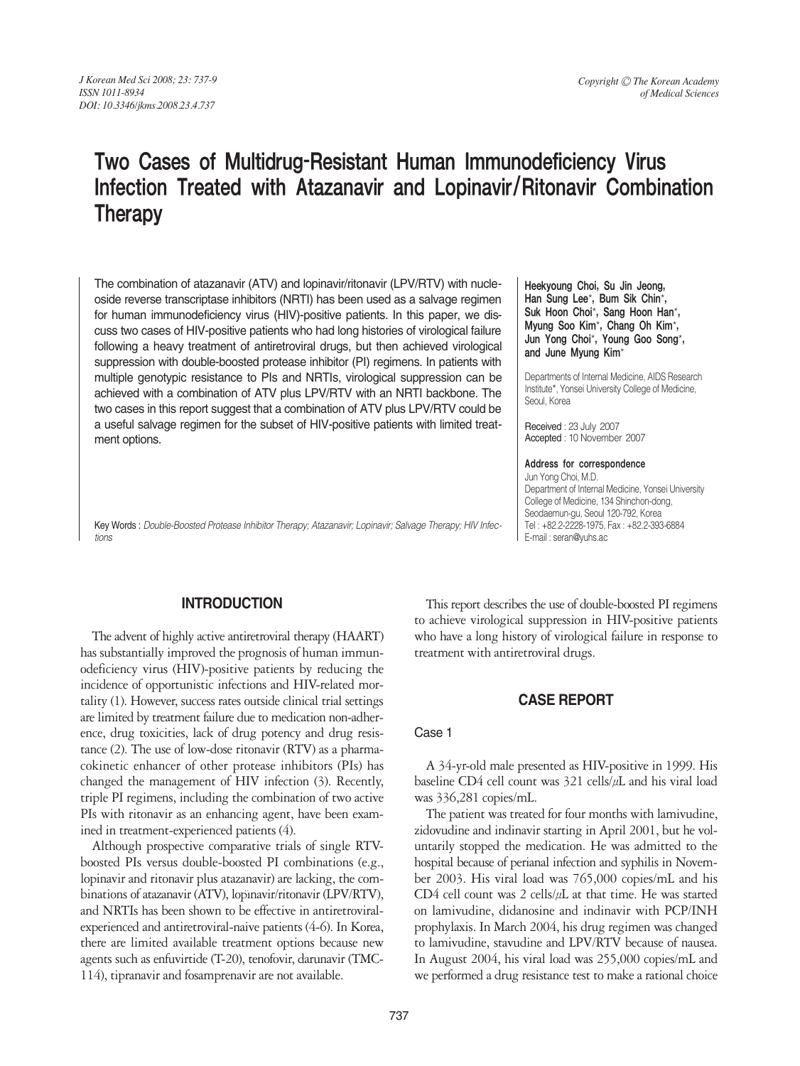# Two Cases of Multidrug-Resistant Human Immunodeficiency Virus Infection Treated with Atazanavir and Lopinavir/Ritonavir Combination Therapy

The combination of atazanavir (ATV) and lopinavir/ritonavir (LPV/RTV) with nucleoside reverse transcriptase inhibitors (NRTI) has been used as a salvage regimen for human immunodeficiency virus (HIV)-positive patients. In this paper, we discuss two cases of HIV-positive patients who had long histories of virological failure following a heavy treatment of antiretroviral drugs, but then achieved virological suppression with double-boosted protease inhibitor (PI) regimens. In patients with multiple genotypic resistance to PIs and NRTIs, virological suppression can be achieved with a combination of ATV plus LPV/RTV with an NRTI backbone. The two cases in this report suggest that a combination of ATV plus LPV/RTV could be a useful salvage regimen for the subset of HIV-positive patients with limited treatment options.

Key Words : *Double-Boosted Protease Inhibitor Therapy; Atazanavir; Lopinavir; Salvage Therapy; HIV Infections*

**Heekyoung Choi, Su Jin Jeong, Han Sung Lee\*, Bum Sik Chin\*, Suk Hoon Choi\*, Sang Hoon Han\*, Myung Soo Kim\*, Chang Oh Kim\*, Jun Yong Choi\*, Young Goo Song\*, and June Myung Kim\***

Departments of Internal Medicine, AIDS Research Institute\*, Yonsei University College of Medicine, Seoul, Korea

Received : 23 July 2007
Accepted : 10 November 2007

**Address for correspondence**
Jun Yong Choi, M.D.
Department of Internal Medicine, Yonsei University College of Medicine, 134 Shinchon-dong, Seodaemun-gu, Seoul 120-792, Korea
Tel : +82.2-2228-1975, Fax : +82.2-393-6884
E-mail : seran@yuhs.ac

## INTRODUCTION

The advent of highly active antiretroviral therapy (HAART) has substantially improved the prognosis of human immunodeficiency virus (HIV)-positive patients by reducing the incidence of opportunistic infections and HIV-related mortality (1). However, success rates outside clinical trial settings are limited by treatment failure due to medication non-adherence, drug toxicities, lack of drug potency and drug resistance (2). The use of low-dose ritonavir (RTV) as a pharmacokinetic enhancer of other protease inhibitors (PIs) has changed the management of HIV infection (3). Recently, triple PI regimens, including the combination of two active PIs with ritonavir as an enhancing agent, have been examined in treatment-experienced patients (4).

Although prospective comparative trials of single RTV-boosted PIs versus double-boosted PI combinations (e.g., lopinavir and ritonavir plus atazanavir) are lacking, the combinations of atazanavir (ATV), lopinavir/ritonavir (LPV/RTV), and NRTIs has been shown to be effective in antiretroviral-experienced and antiretroviral-naive patients (4-6). In Korea, there are limited available treatment options because new agents such as enfuvirtide (T-20), tenofovir, darunavir (TMC-114), tipranavir and fosamprenavir are not available.

This report describes the use of double-boosted PI regimens to achieve virological suppression in HIV-positive patients who have a long history of virological failure in response to treatment with antiretroviral drugs.

## CASE REPORT

### Case 1

A 34-yr-old male presented as HIV-positive in 1999. His baseline CD4 cell count was 321 cells/$\mu$L and his viral load was 336,281 copies/mL.

The patient was treated for four months with lamivudine, zidovudine and indinavir starting in April 2001, but he voluntarily stopped the medication. He was admitted to the hospital because of perianal infection and syphilis in November 2003. His viral load was 765,000 copies/mL and his CD4 cell count was 2 cells/$\mu$L at that time. He was started on lamivudine, didanosine and indinavir with PCP/INH prophylaxis. In March 2004, his drug regimen was changed to lamivudine, stavudine and LPV/RTV because of nausea. In August 2004, his viral load was 255,000 copies/mL and we performed a drug resistance test to make a rational choice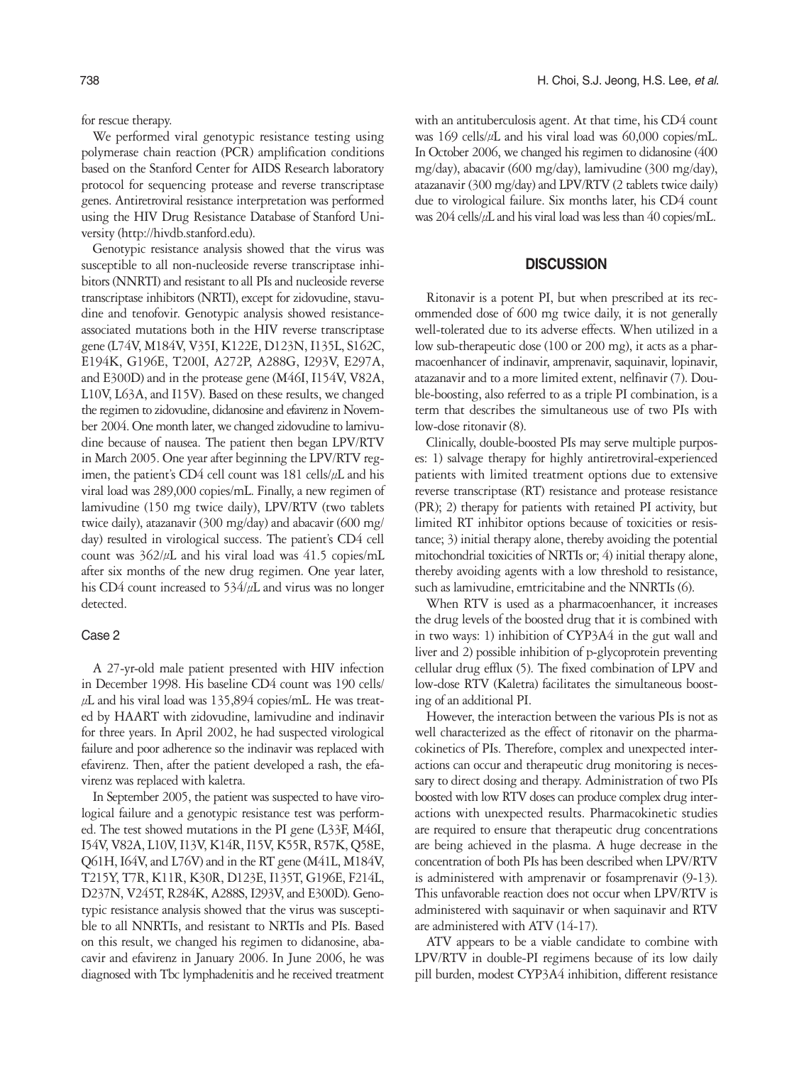for rescue therapy.

We performed viral genotypic resistance testing using polymerase chain reaction (PCR) amplification conditions based on the Stanford Center for AIDS Research laboratory protocol for sequencing protease and reverse transcriptase genes. Antiretroviral resistance interpretation was performed using the HIV Drug Resistance Database of Stanford University (http://hivdb.stanford.edu).

Genotypic resistance analysis showed that the virus was susceptible to all non-nucleoside reverse transcriptase inhibitors (NNRTI) and resistant to all PIs and nucleoside reverse transcriptase inhibitors (NRTI), except for zidovudine, stavudine and tenofovir. Genotypic analysis showed resistance-associated mutations both in the HIV reverse transcriptase gene (L74V, M184V, V35I, K122E, D123N, I135L, S162C, E194K, G196E, T200I, A272P, A288G, I293V, E297A, and E300D) and in the protease gene (M46I, I154V, V82A, L10V, L63A, and I15V). Based on these results, we changed the regimen to zidovudine, didanosine and efavirenz in November 2004. One month later, we changed zidovudine to lamivudine because of nausea. The patient then began LPV/RTV in March 2005. One year after beginning the LPV/RTV regimen, the patient's CD4 cell count was 181 cells/μL and his viral load was 289,000 copies/mL. Finally, a new regimen of lamivudine (150 mg twice daily), LPV/RTV (two tablets twice daily), atazanavir (300 mg/day) and abacavir (600 mg/day) resulted in virological success. The patient's CD4 cell count was 362/μL and his viral load was 41.5 copies/mL after six months of the new drug regimen. One year later, his CD4 count increased to 534/μL and virus was no longer detected.

### Case 2

A 27-yr-old male patient presented with HIV infection in December 1998. His baseline CD4 count was 190 cells/μL and his viral load was 135,894 copies/mL. He was treated by HAART with zidovudine, lamivudine and indinavir for three years. In April 2002, he had suspected virological failure and poor adherence so the indinavir was replaced with efavirenz. Then, after the patient developed a rash, the efavirenz was replaced with kaletra.

In September 2005, the patient was suspected to have virological failure and a genotypic resistance test was performed. The test showed mutations in the PI gene (L33F, M46I, I54V, V82A, L10V, I13V, K14R, I15V, K55R, R57K, Q58E, Q61H, I64V, and L76V) and in the RT gene (M41L, M184V, T215Y, T7R, K11R, K30R, D123E, I135T, G196E, F214L, D237N, V245T, R284K, A288S, I293V, and E300D). Genotypic resistance analysis showed that the virus was susceptible to all NNRTIs, and resistant to NRTIs and PIs. Based on this result, we changed his regimen to didanosine, abacavir and efavirenz in January 2006. In June 2006, he was diagnosed with Tbc lymphadenitis and he received treatment with an antituberculosis agent. At that time, his CD4 count was 169 cells/μL and his viral load was 60,000 copies/mL. In October 2006, we changed his regimen to didanosine (400 mg/day), abacavir (600 mg/day), lamivudine (300 mg/day), atazanavir (300 mg/day) and LPV/RTV (2 tablets twice daily) due to virological failure. Six months later, his CD4 count was 204 cells/μL and his viral load was less than 40 copies/mL.

## DISCUSSION

Ritonavir is a potent PI, but when prescribed at its recommended dose of 600 mg twice daily, it is not generally well-tolerated due to its adverse effects. When utilized in a low sub-therapeutic dose (100 or 200 mg), it acts as a pharmacoenhancer of indinavir, amprenavir, saquinavir, lopinavir, atazanavir and to a more limited extent, nelfinavir (7). Double-boosting, also referred to as a triple PI combination, is a term that describes the simultaneous use of two PIs with low-dose ritonavir (8).

Clinically, double-boosted PIs may serve multiple purposes: 1) salvage therapy for highly antiretroviral-experienced patients with limited treatment options due to extensive reverse transcriptase (RT) resistance and protease resistance (PR); 2) therapy for patients with retained PI activity, but limited RT inhibitor options because of toxicities or resistance; 3) initial therapy alone, thereby avoiding the potential mitochondrial toxicities of NRTIs or; 4) initial therapy alone, thereby avoiding agents with a low threshold to resistance, such as lamivudine, emtricitabine and the NNRTIs (6).

When RTV is used as a pharmacoenhancer, it increases the drug levels of the boosted drug that it is combined with in two ways: 1) inhibition of CYP3A4 in the gut wall and liver and 2) possible inhibition of p-glycoprotein preventing cellular drug efflux (5). The fixed combination of LPV and low-dose RTV (Kaletra) facilitates the simultaneous boosting of an additional PI.

However, the interaction between the various PIs is not as well characterized as the effect of ritonavir on the pharmacokinetics of PIs. Therefore, complex and unexpected interactions can occur and therapeutic drug monitoring is necessary to direct dosing and therapy. Administration of two PIs boosted with low RTV doses can produce complex drug interactions with unexpected results. Pharmacokinetic studies are required to ensure that therapeutic drug concentrations are being achieved in the plasma. A huge decrease in the concentration of both PIs has been described when LPV/RTV is administered with amprenavir or fosamprenavir (9-13). This unfavorable reaction does not occur when LPV/RTV is administered with saquinavir or when saquinavir and RTV are administered with ATV (14-17).

ATV appears to be a viable candidate to combine with LPV/RTV in double-PI regimens because of its low daily pill burden, modest CYP3A4 inhibition, different resistance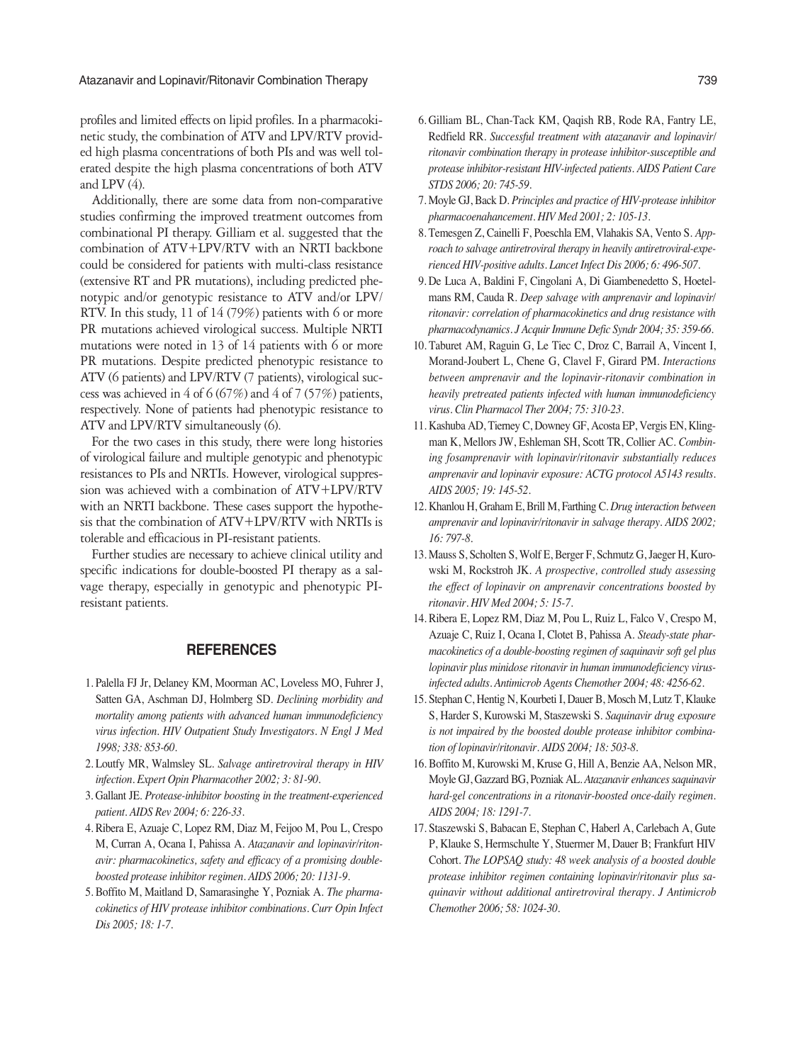profiles and limited effects on lipid profiles. In a pharmacokinetic study, the combination of ATV and LPV/RTV provided high plasma concentrations of both PIs and was well tolerated despite the high plasma concentrations of both ATV and LPV (4).

Additionally, there are some data from non-comparative studies confirming the improved treatment outcomes from combinational PI therapy. Gilliam et al. suggested that the combination of ATV+LPV/RTV with an NRTI backbone could be considered for patients with multi-class resistance (extensive RT and PR mutations), including predicted phenotypic and/or genotypic resistance to ATV and/or LPV/RTV. In this study, 11 of 14 (79%) patients with 6 or more PR mutations achieved virological success. Multiple NRTI mutations were noted in 13 of 14 patients with 6 or more PR mutations. Despite predicted phenotypic resistance to ATV (6 patients) and LPV/RTV (7 patients), virological success was achieved in 4 of 6 (67%) and 4 of 7 (57%) patients, respectively. None of patients had phenotypic resistance to ATV and LPV/RTV simultaneously (6).

For the two cases in this study, there were long histories of virological failure and multiple genotypic and phenotypic resistances to PIs and NRTIs. However, virological suppression was achieved with a combination of ATV+LPV/RTV with an NRTI backbone. These cases support the hypothesis that the combination of ATV+LPV/RTV with NRTIs is tolerable and efficacious in PI-resistant patients.

Further studies are necessary to achieve clinical utility and specific indications for double-boosted PI therapy as a salvage therapy, especially in genotypic and phenotypic PI-resistant patients.

## REFERENCES

1. Palella FJ Jr, Delaney KM, Moorman AC, Loveless MO, Fuhrer J, Satten GA, Aschman DJ, Holmberg SD. *Declining morbidity and mortality among patients with advanced human immunodeficiency virus infection. HIV Outpatient Study Investigators. N Engl J Med 1998; 338: 853-60.*
2. Loutfy MR, Walmsley SL. *Salvage antiretroviral therapy in HIV infection. Expert Opin Pharmacother 2002; 3: 81-90.*
3. Gallant JE. *Protease-inhibitor boosting in the treatment-experienced patient. AIDS Rev 2004; 6: 226-33.*
4. Ribera E, Azuaje C, Lopez RM, Diaz M, Feijoo M, Pou L, Crespo M, Curran A, Ocana I, Pahissa A. *Atazanavir and lopinavir/ritonavir: pharmacokinetics, safety and efficacy of a promising double-boosted protease inhibitor regimen. AIDS 2006; 20: 1131-9.*
5. Boffito M, Maitland D, Samarasinghe Y, Pozniak A. *The pharmacokinetics of HIV protease inhibitor combinations. Curr Opin Infect Dis 2005; 18: 1-7.*
6. Gilliam BL, Chan-Tack KM, Qaqish RB, Rode RA, Fantry LE, Redfield RR. *Successful treatment with atazanavir and lopinavir/ritonavir combination therapy in protease inhibitor-susceptible and protease inhibitor-resistant HIV-infected patients. AIDS Patient Care STDS 2006; 20: 745-59.*
7. Moyle GJ, Back D. *Principles and practice of HIV-protease inhibitor pharmacoenahancement. HIV Med 2001; 2: 105-13.*
8. Temesgen Z, Cainelli F, Poeschla EM, Vlahakis SA, Vento S. *Approach to salvage antiretroviral therapy in heavily antiretroviral-experienced HIV-positive adults. Lancet Infect Dis 2006; 6: 496-507.*
9. De Luca A, Baldini F, Cingolani A, Di Giambenedetto S, Hoetelmans RM, Cauda R. *Deep salvage with amprenavir and lopinavir/ritonavir: correlation of pharmacokinetics and drug resistance with pharmacodynamics. J Acquir Immune Defic Syndr 2004; 35: 359-66.*
10. Taburet AM, Raguin G, Le Tiec C, Droz C, Barrail A, Vincent I, Morand-Joubert L, Chene G, Clavel F, Girard PM. *Interactions between amprenavir and the lopinavir-ritonavir combination in heavily pretreated patients infected with human immunodeficiency virus. Clin Pharmacol Ther 2004; 75: 310-23.*
11. Kashuba AD, Tierney C, Downey GF, Acosta EP, Vergis EN, Klingman K, Mellors JW, Eshleman SH, Scott TR, Collier AC. *Combining fosamprenavir with lopinavir/ritonavir substantially reduces amprenavir and lopinavir exposure: ACTG protocol A5143 results. AIDS 2005; 19: 145-52.*
12. Khanlou H, Graham E, Brill M, Farthing C. *Drug interaction between amprenavir and lopinavir/ritonavir in salvage therapy. AIDS 2002; 16: 797-8.*
13. Mauss S, Scholten S, Wolf E, Berger F, Schmutz G, Jaeger H, Kurowski M, Rockstroh JK. *A prospective, controlled study assessing the effect of lopinavir on amprenavir concentrations boosted by ritonavir. HIV Med 2004; 5: 15-7.*
14. Ribera E, Lopez RM, Diaz M, Pou L, Ruiz L, Falco V, Crespo M, Azuaje C, Ruiz I, Ocana I, Clotet B, Pahissa A. *Steady-state pharmacokinetics of a double-boosting regimen of saquinavir soft gel plus lopinavir plus minidose ritonavir in human immunodeficiency virus-infected adults. Antimicrob Agents Chemother 2004; 48: 4256-62.*
15. Stephan C, Hentig N, Kourbeti I, Dauer B, Mosch M, Lutz T, Klauke S, Harder S, Kurowski M, Staszewski S. *Saquinavir drug exposure is not impaired by the boosted double protease inhibitor combination of lopinavir/ritonavir. AIDS 2004; 18: 503-8.*
16. Boffito M, Kurowski M, Kruse G, Hill A, Benzie AA, Nelson MR, Moyle GJ, Gazzard BG, Pozniak AL. *Atazanavir enhances saquinavir hard-gel concentrations in a ritonavir-boosted once-daily regimen. AIDS 2004; 18: 1291-7.*
17. Staszewski S, Babacan E, Stephan C, Haberl A, Carlebach A, Gute P, Klauke S, Hermschulte Y, Stuermer M, Dauer B; Frankfurt HIV Cohort. *The LOPSAQ study: 48 week analysis of a boosted double protease inhibitor regimen containing lopinavir/ritonavir plus saquinavir without additional antiretroviral therapy. J Antimicrob Chemother 2006; 58: 1024-30.*